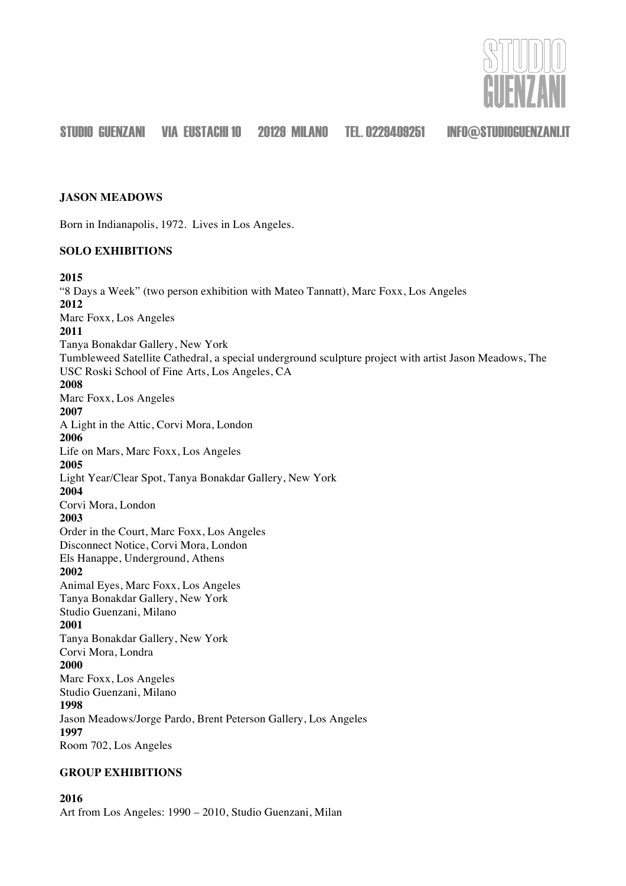# STUDIO GUENZANI

STUDIO GUENZANI VIA EUSTACHI 10 20129 MILANO TEL. 0229409251 INFO@STUDIOGUENZANI.IT

## JASON MEADOWS

Born in Indianapolis, 1972. Lives in Los Angeles.

### SOLO EXHIBITIONS

**2015**
"8 Days a Week" (two person exhibition with Mateo Tannatt), Marc Foxx, Los Angeles

**2012**
Marc Foxx, Los Angeles

**2011**
Tanya Bonakdar Gallery, New York
Tumbleweed Satellite Cathedral, a special underground sculpture project with artist Jason Meadows, The USC Roski School of Fine Arts, Los Angeles, CA

**2008**
Marc Foxx, Los Angeles

**2007**
A Light in the Attic, Corvi Mora, London

**2006**
Life on Mars, Marc Foxx, Los Angeles

**2005**
Light Year/Clear Spot, Tanya Bonakdar Gallery, New York

**2004**
Corvi Mora, London

**2003**
Order in the Court, Marc Foxx, Los Angeles
Disconnect Notice, Corvi Mora, London
Els Hanappe, Underground, Athens

**2002**
Animal Eyes, Marc Foxx, Los Angeles
Tanya Bonakdar Gallery, New York
Studio Guenzani, Milano

**2001**
Tanya Bonakdar Gallery, New York
Corvi Mora, Londra

**2000**
Marc Foxx, Los Angeles
Studio Guenzani, Milano

**1998**
Jason Meadows/Jorge Pardo, Brent Peterson Gallery, Los Angeles

**1997**
Room 702, Los Angeles

### GROUP EXHIBITIONS

**2016**
Art from Los Angeles: 1990 – 2010, Studio Guenzani, Milan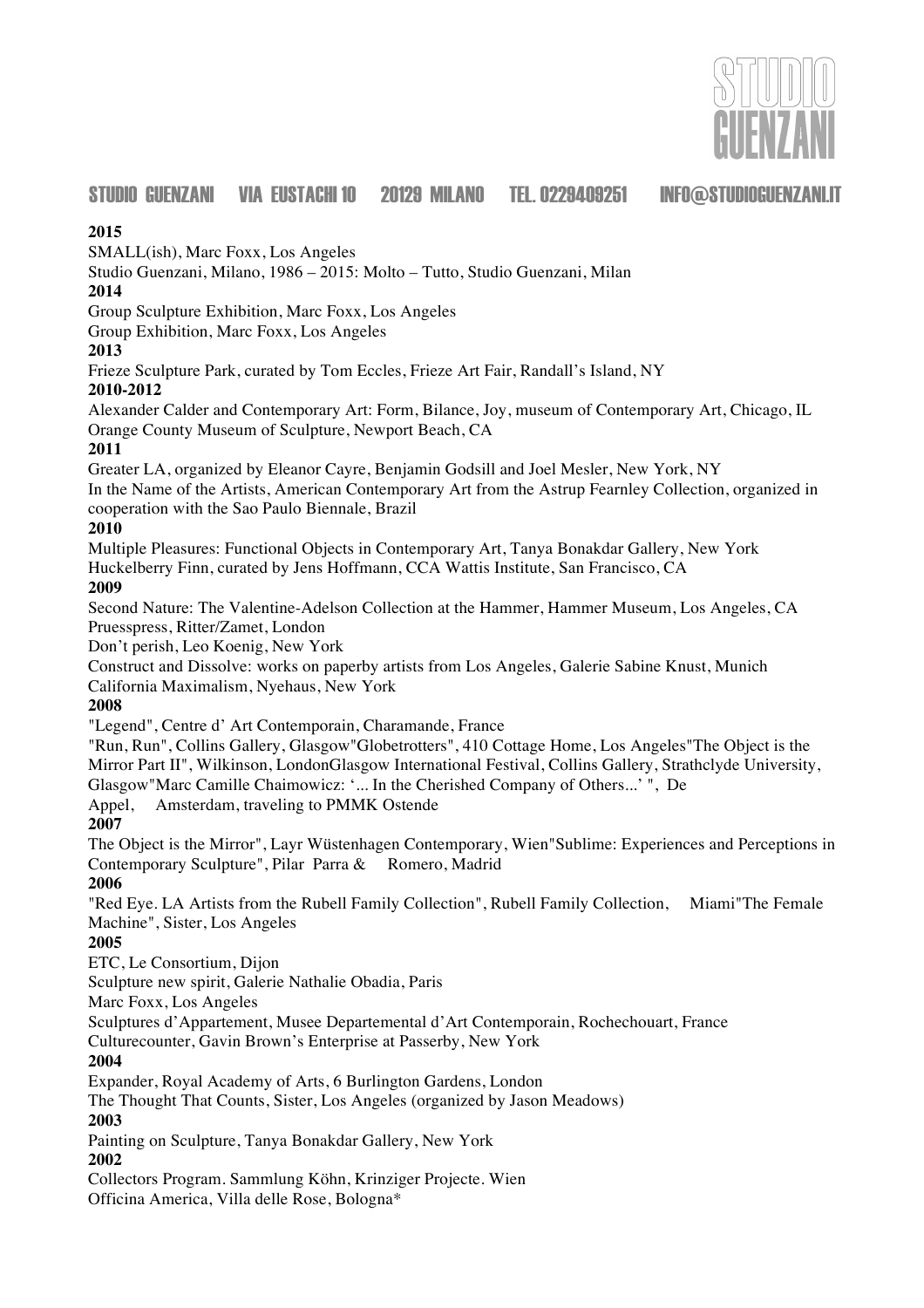**2015**

SMALL(ish), Marc Foxx, Los Angeles

Studio Guenzani, Milano, 1986 – 2015: Molto – Tutto, Studio Guenzani, Milan

**2014**

Group Sculpture Exhibition, Marc Foxx, Los Angeles

Group Exhibition, Marc Foxx, Los Angeles

**2013**

Frieze Sculpture Park, curated by Tom Eccles, Frieze Art Fair, Randall's Island, NY

**2010-2012**

Alexander Calder and Contemporary Art: Form, Bilance, Joy, museum of Contemporary Art, Chicago, IL

Orange County Museum of Sculpture, Newport Beach, CA

**2011**

Greater LA, organized by Eleanor Cayre, Benjamin Godsill and Joel Mesler, New York, NY

In the Name of the Artists, American Contemporary Art from the Astrup Fearnley Collection, organized in cooperation with the Sao Paulo Biennale, Brazil

**2010**

Multiple Pleasures: Functional Objects in Contemporary Art, Tanya Bonakdar Gallery, New York

Huckelberry Finn, curated by Jens Hoffmann, CCA Wattis Institute, San Francisco, CA

**2009**

Second Nature: The Valentine-Adelson Collection at the Hammer, Hammer Museum, Los Angeles, CA

Pruesspress, Ritter/Zamet, London

Don't perish, Leo Koenig, New York

Construct and Dissolve: works on paperby artists from Los Angeles, Galerie Sabine Knust, Munich

California Maximalism, Nyehaus, New York

**2008**

"Legend", Centre d' Art Contemporain, Charamande, France

"Run, Run", Collins Gallery, Glasgow"Globetrotters", 410 Cottage Home, Los Angeles"The Object is the Mirror Part II", Wilkinson, LondonGlasgow International Festival, Collins Gallery, Strathclyde University, Glasgow"Marc Camille Chaimowicz: '... In the Cherished Company of Others...' ", De Appel, Amsterdam, traveling to PMMK Ostende

**2007**

The Object is the Mirror", Layr Wüstenhagen Contemporary, Wien"Sublime: Experiences and Perceptions in Contemporary Sculpture", Pilar Parra & Romero, Madrid

**2006**

"Red Eye. LA Artists from the Rubell Family Collection", Rubell Family Collection, Miami"The Female Machine", Sister, Los Angeles

**2005**

ETC, Le Consortium, Dijon

Sculpture new spirit, Galerie Nathalie Obadia, Paris

Marc Foxx, Los Angeles

Sculptures d'Appartement, Musee Departemental d'Art Contemporain, Rochechouart, France

Culturecounter, Gavin Brown's Enterprise at Passerby, New York

**2004**

Expander, Royal Academy of Arts, 6 Burlington Gardens, London

The Thought That Counts, Sister, Los Angeles (organized by Jason Meadows)

**2003**

Painting on Sculpture, Tanya Bonakdar Gallery, New York

**2002**

Collectors Program. Sammlung Köhn, Krinziger Projecte. Wien

Officina America, Villa delle Rose, Bologna*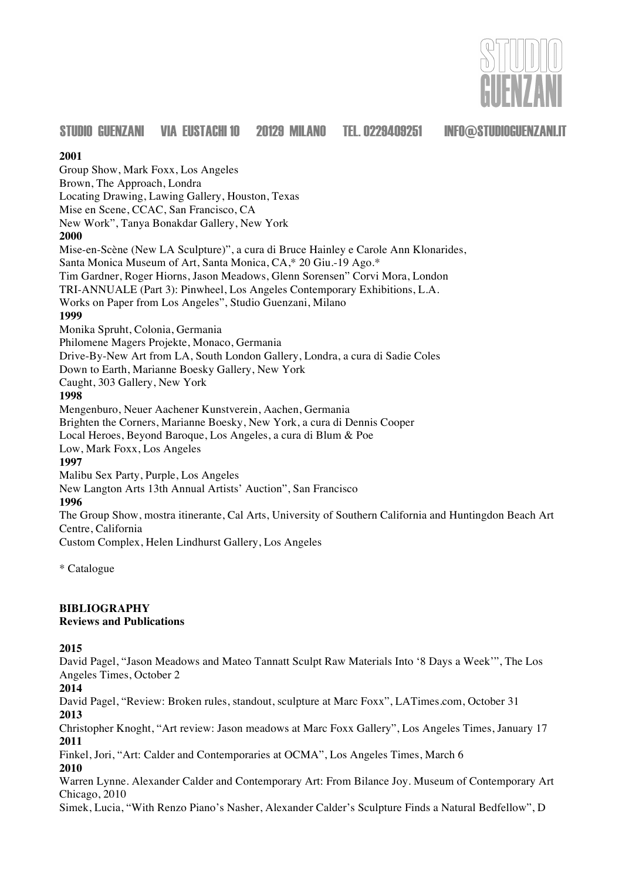**2001**

Group Show, Mark Foxx, Los Angeles
Brown, The Approach, Londra
Locating Drawing, Lawing Gallery, Houston, Texas
Mise en Scene, CCAC, San Francisco, CA
New Work", Tanya Bonakdar Gallery, New York

**2000**

Mise-en-Scène (New LA Sculpture)", a cura di Bruce Hainley e Carole Ann Klonarides, Santa Monica Museum of Art, Santa Monica, CA,* 20 Giu.-19 Ago.*
Tim Gardner, Roger Hiorns, Jason Meadows, Glenn Sorensen" Corvi Mora, London
TRI-ANNUALE (Part 3): Pinwheel, Los Angeles Contemporary Exhibitions, L.A.
Works on Paper from Los Angeles", Studio Guenzani, Milano

**1999**

Monika Spruht, Colonia, Germania
Philomene Magers Projekte, Monaco, Germania
Drive-By-New Art from LA, South London Gallery, Londra, a cura di Sadie Coles
Down to Earth, Marianne Boesky Gallery, New York
Caught, 303 Gallery, New York

**1998**

Mengenburo, Neuer Aachener Kunstverein, Aachen, Germania
Brighten the Corners, Marianne Boesky, New York, a cura di Dennis Cooper
Local Heroes, Beyond Baroque, Los Angeles, a cura di Blum & Poe
Low, Mark Foxx, Los Angeles

**1997**

Malibu Sex Party, Purple, Los Angeles
New Langton Arts 13th Annual Artists' Auction", San Francisco

**1996**

The Group Show, mostra itinerante, Cal Arts, University of Southern California and Huntingdon Beach Art Centre, California
Custom Complex, Helen Lindhurst Gallery, Los Angeles

* Catalogue

**BIBLIOGRAPHY**
**Reviews and Publications**

**2015**

David Pagel, "Jason Meadows and Mateo Tannatt Sculpt Raw Materials Into '8 Days a Week'", The Los Angeles Times, October 2

**2014**

David Pagel, "Review: Broken rules, standout, sculpture at Marc Foxx", LATimes.com, October 31

**2013**

Christopher Knoght, "Art review: Jason meadows at Marc Foxx Gallery", Los Angeles Times, January 17

**2011**

Finkel, Jori, "Art: Calder and Contemporaries at OCMA", Los Angeles Times, March 6

**2010**

Warren Lynne. Alexander Calder and Contemporary Art: From Bilance Joy. Museum of Contemporary Art Chicago, 2010
Simek, Lucia, "With Renzo Piano's Nasher, Alexander Calder's Sculpture Finds a Natural Bedfellow", D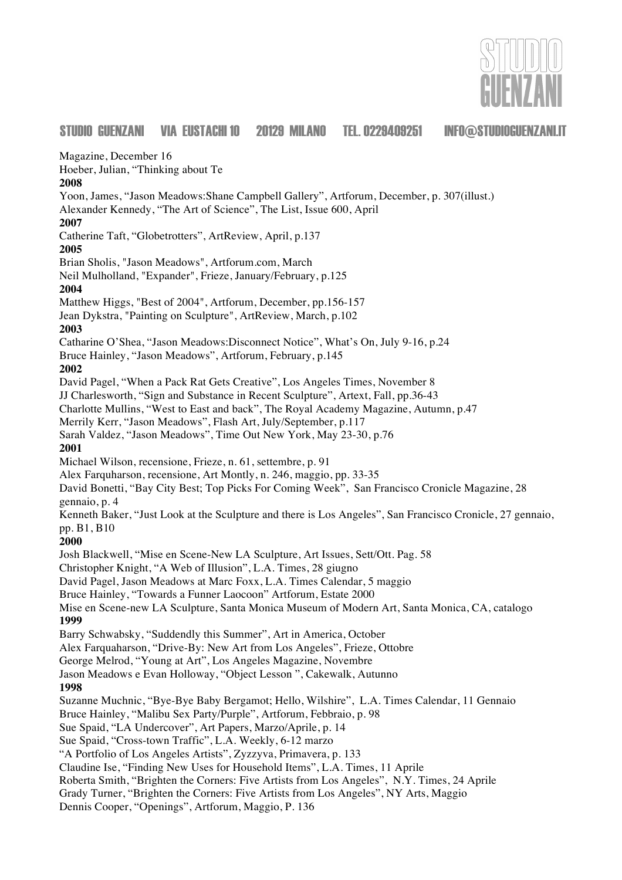Magazine, December 16

Hoeber, Julian, "Thinking about Te

**2008**

Yoon, James, "Jason Meadows:Shane Campbell Gallery", Artforum, December, p. 307(illust.)

Alexander Kennedy, "The Art of Science", The List, Issue 600, April

**2007**

Catherine Taft, "Globetrotters", ArtReview, April, p.137

**2005**

Brian Sholis, "Jason Meadows", Artforum.com, March

Neil Mulholland, "Expander", Frieze, January/February, p.125

**2004**

Matthew Higgs, "Best of 2004", Artforum, December, pp.156-157

Jean Dykstra, "Painting on Sculpture", ArtReview, March, p.102

**2003**

Catharine O'Shea, "Jason Meadows:Disconnect Notice", What's On, July 9-16, p.24

Bruce Hainley, "Jason Meadows", Artforum, February, p.145

**2002**

David Pagel, "When a Pack Rat Gets Creative", Los Angeles Times, November 8

JJ Charlesworth, "Sign and Substance in Recent Sculpture", Artext, Fall, pp.36-43

Charlotte Mullins, "West to East and back", The Royal Academy Magazine, Autumn, p.47

Merrily Kerr, "Jason Meadows", Flash Art, July/September, p.117

Sarah Valdez, "Jason Meadows", Time Out New York, May 23-30, p.76

**2001**

Michael Wilson, recensione, Frieze, n. 61, settembre, p. 91

Alex Farquharson, recensione, Art Montly, n. 246, maggio, pp. 33-35

David Bonetti, "Bay City Best; Top Picks For Coming Week", San Francisco Cronicle Magazine, 28 gennaio, p. 4

Kenneth Baker, "Just Look at the Sculpture and there is Los Angeles", San Francisco Cronicle, 27 gennaio, pp. B1, B10

**2000**

Josh Blackwell, "Mise en Scene-New LA Sculpture, Art Issues, Sett/Ott. Pag. 58

Christopher Knight, "A Web of Illusion", L.A. Times, 28 giugno

David Pagel, Jason Meadows at Marc Foxx, L.A. Times Calendar, 5 maggio

Bruce Hainley, "Towards a Funner Laocoon" Artforum, Estate 2000

Mise en Scene-new LA Sculpture, Santa Monica Museum of Modern Art, Santa Monica, CA, catalogo

**1999**

Barry Schwabsky, "Suddendly this Summer", Art in America, October

Alex Farquaharson, "Drive-By: New Art from Los Angeles", Frieze, Ottobre

George Melrod, "Young at Art", Los Angeles Magazine, Novembre

Jason Meadows e Evan Holloway, "Object Lesson ", Cakewalk, Autunno

**1998**

Suzanne Muchnic, "Bye-Bye Baby Bergamot; Hello, Wilshire", L.A. Times Calendar, 11 Gennaio

Bruce Hainley, "Malibu Sex Party/Purple", Artforum, Febbraio, p. 98

Sue Spaid, "LA Undercover", Art Papers, Marzo/Aprile, p. 14

Sue Spaid, "Cross-town Traffic", L.A. Weekly, 6-12 marzo

"A Portfolio of Los Angeles Artists", Zyzzyva, Primavera, p. 133

Claudine Ise, "Finding New Uses for Household Items", L.A. Times, 11 Aprile

Roberta Smith, "Brighten the Corners: Five Artists from Los Angeles", N.Y. Times, 24 Aprile

Grady Turner, "Brighten the Corners: Five Artists from Los Angeles", NY Arts, Maggio

Dennis Cooper, "Openings", Artforum, Maggio, P. 136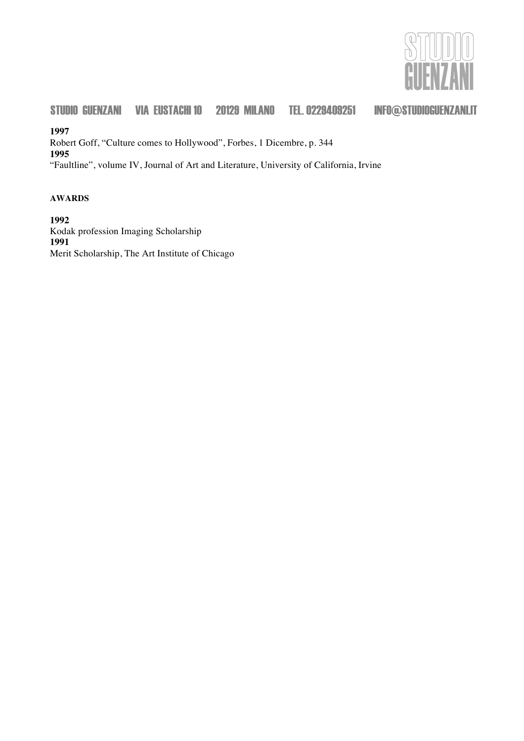**1997**
Robert Goff, “Culture comes to Hollywood”, Forbes, 1 Dicembre, p. 344
**1995**
“Faultline”, volume IV, Journal of Art and Literature, University of California, Irvine

**AWARDS**

**1992**
Kodak profession Imaging Scholarship
**1991**
Merit Scholarship, The Art Institute of Chicago